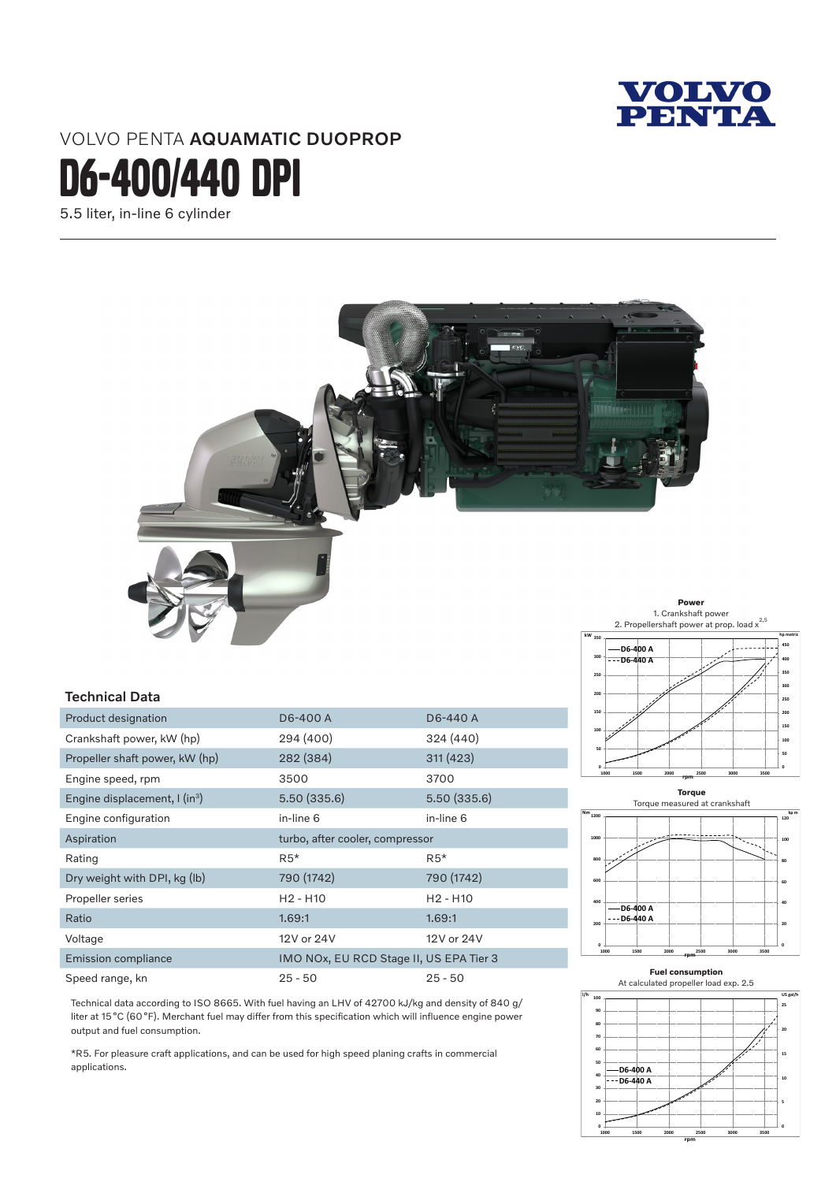VOLVO PENTA **AQUAMATIC DUOPROP**

# D6-400/440 DPI

5.5 liter, in-line 6 cylinder

## Technical Data

| | | |
|---|---|---|
| Product designation | D6-400 A | D6-440 A |
| Crankshaft power, kW (hp) | 294 (400) | 324 (440) |
| Propeller shaft power, kW (hp) | 282 (384) | 311 (423) |
| Engine speed, rpm | 3500 | 3700 |
| Engine displacement, l (in³) | 5.50 (335.6) | 5.50 (335.6) |
| Engine configuration | in-line 6 | in-line 6 |
| Aspiration | turbo, after cooler, compressor | |
| Rating | R5* | R5* |
| Dry weight with DPI, kg (lb) | 790 (1742) | 790 (1742) |
| Propeller series | H2 - H10 | H2 - H10 |
| Ratio | 1.69:1 | 1.69:1 |
| Voltage | 12V or 24V | 12V or 24V |
| Emission compliance | IMO NOx, EU RCD Stage II, US EPA Tier 3 | |
| Speed range, kn | 25 - 50 | 25 - 50 |

Technical data according to ISO 8665. With fuel having an LHV of 42700 kJ/kg and density of 840 g/liter at 15 °C (60 °F). Merchant fuel may differ from this specification which will influence engine power output and fuel consumption.

*R5. For pleasure craft applications, and can be used for high speed planing crafts in commercial applications.

**Power**

1. Crankshaft power
2. Propellershaft power at prop. load $x^{2,5}$

**Torque**

Torque measured at crankshaft

**Fuel consumption**

At calculated propeller load exp. 2.5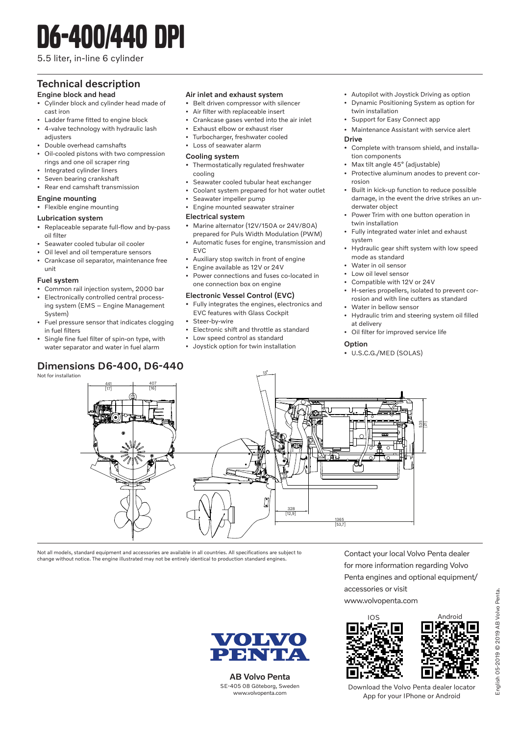# D6-400/440 DPI

5.5 liter, in-line 6 cylinder

## Technical description

### Engine block and head

- Cylinder block and cylinder head made of cast iron
- Ladder frame fitted to engine block
- 4-valve technology with hydraulic lash adjusters
- Double overhead camshafts
- Oil-cooled pistons with two compression rings and one oil scraper ring
- Integrated cylinder liners
- Seven bearing crankshaft
- Rear end camshaft transmission

### Engine mounting

- Flexible engine mounting

### Lubrication system

- Replaceable separate full-flow and by-pass oil filter
- Seawater cooled tubular oil cooler
- Oil level and oil temperature sensors
- Crankcase oil separator, maintenance free unit

### Fuel system

- Common rail injection system, 2000 bar
- Electronically controlled central processing system (EMS – Engine Management System)
- Fuel pressure sensor that indicates clogging in fuel filters
- Single fine fuel filter of spin-on type, with water separator and water in fuel alarm

### Air inlet and exhaust system

- Belt driven compressor with silencer
- Air filter with replaceable insert
- Crankcase gases vented into the air inlet
- Exhaust elbow or exhaust riser
- Turbocharger, freshwater cooled
- Loss of seawater alarm

### Cooling system

- Thermostatically regulated freshwater cooling
- Seawater cooled tubular heat exchanger
- Coolant system prepared for hot water outlet
- Seawater impeller pump
- Engine mounted seawater strainer

### Electrical system

- Marine alternator (12V/150A or 24V/80A) prepared for Puls Width Modulation (PWM)
- Automatic fuses for engine, transmission and EVC
- Auxiliary stop switch in front of engine
- Engine available as 12V or 24V
- Power connections and fuses co-located in one connection box on engine

### Electronic Vessel Control (EVC)

- Fully integrates the engines, electronics and EVC features with Glass Cockpit
- Steer-by-wire
- Electronic shift and throttle as standard
- Low speed control as standard
- Joystick option for twin installation
- Autopilot with Joystick Driving as option
- Dynamic Positioning System as option for twin installation
- Support for Easy Connect app
- Maintenance Assistant with service alert

### Drive

- Complete with transom shield, and installation components
- Max tilt angle 45° (adjustable)
- Protective aluminum anodes to prevent corrosion
- Built in kick-up function to reduce possible damage, in the event the drive strikes an underwater object
- Power Trim with one button operation in twin installation
- Fully integrated water inlet and exhaust system
- Hydraulic gear shift system with low speed mode as standard
- Water in oil sensor
- Low oil level sensor
- Compatible with 12V or 24V
- H-series propellers, isolated to prevent corrosion and with line cutters as standard
- Water in bellow sensor
- Hydraulic trim and steering system oil filled at delivery
- Oil filter for improved service life

### Option

- U.S.C.G./MED (SOLAS)

## Dimensions D6-400, D6-440

Not for installation

441
[17]
407
[16]
13°
535
[21]
328
[12,9]
1365
[53,7]

Not all models, standard equipment and accessories are available in all countries. All specifications are subject to change without notice. The engine illustrated may not be entirely identical to production standard engines.

**AB Volvo Penta**
SE-405 08 Göteborg, Sweden
www.volvopenta.com

Contact your local Volvo Penta dealer for more information regarding Volvo Penta engines and optional equipment/accessories or visit www.volvopenta.com

IOS
Android

Download the Volvo Penta dealer locator App for your IPhone or Android

English 05-2019 © 2019 AB Volvo Penta.